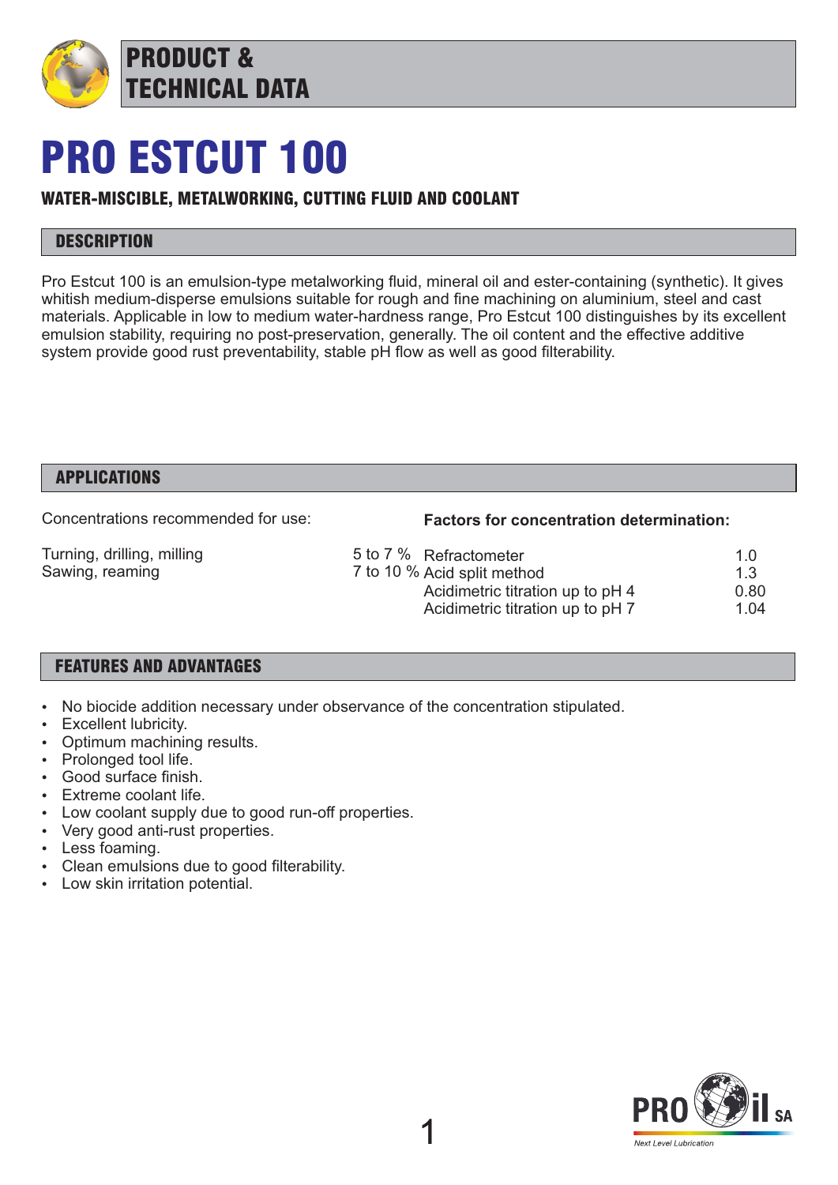PRODUCT & TECHNICAL DATA

# PRO ESTCUT 100

### WATER-MISCIBLE, METALWORKING, CUTTING FLUID AND COOLANT

## DESCRIPTION

Pro Estcut 100 is an emulsion-type metalworking fluid, mineral oil and ester-containing (synthetic). It gives whitish medium-disperse emulsions suitable for rough and fine machining on aluminium, steel and cast materials. Applicable in low to medium water-hardness range, Pro Estcut 100 distinguishes by its excellent emulsion stability, requiring no post-preservation, generally. The oil content and the effective additive system provide good rust preventability, stable pH flow as well as good filterability.

## APPLICATIONS

| Concentrations recommended for use: | | **Factors for concentration determination:** | |
|---|---|---|---|
| Turning, drilling, milling | 5 to 7 % | Refractometer | 1.0 |
| Sawing, reaming | 7 to 10 % | Acid split method | 1.3 |
| | | Acidimetric titration up to pH 4 | 0.80 |
| | | Acidimetric titration up to pH 7 | 1.04 |

## FEATURES AND ADVANTAGES

- No biocide addition necessary under observance of the concentration stipulated.
- Excellent lubricity.
- Optimum machining results.
- Prolonged tool life.
- Good surface finish.
- Extreme coolant life.
- Low coolant supply due to good run-off properties.
- Very good anti-rust properties.
- Less foaming.
- Clean emulsions due to good filterability.
- Low skin irritation potential.

PRO Oil SA
*Next Level Lubrication*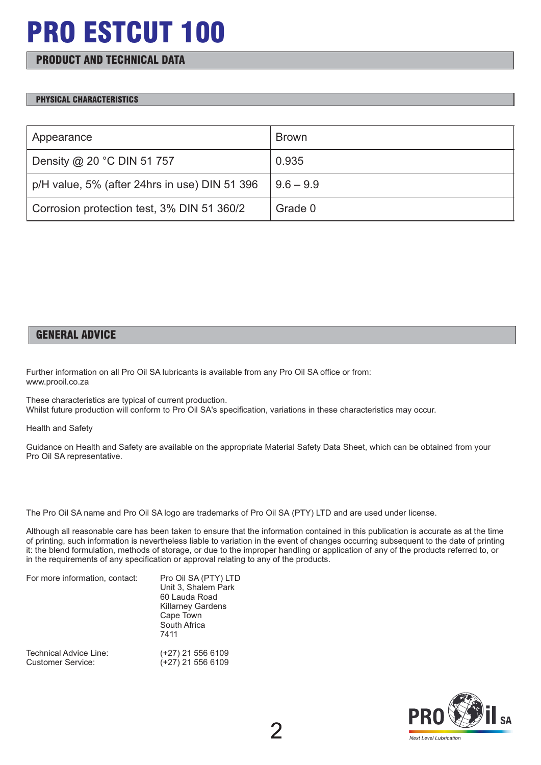# PRO ESTCUT 100

## PRODUCT AND TECHNICAL DATA

### PHYSICAL CHARACTERISTICS

| | |
|---|---|
| Appearance | Brown |
| Density @ 20 °C DIN 51 757 | 0.935 |
| p/H value, 5% (after 24hrs in use) DIN 51 396 | 9.6 – 9.9 |
| Corrosion protection test, 3% DIN 51 360/2 | Grade 0 |

## GENERAL ADVICE

Further information on all Pro Oil SA lubricants is available from any Pro Oil SA office or from:
www.prooil.co.za

These characteristics are typical of current production.
Whilst future production will conform to Pro Oil SA's specification, variations in these characteristics may occur.

Health and Safety

Guidance on Health and Safety are available on the appropriate Material Safety Data Sheet, which can be obtained from your Pro Oil SA representative.

The Pro Oil SA name and Pro Oil SA logo are trademarks of Pro Oil SA (PTY) LTD and are used under license.

Although all reasonable care has been taken to ensure that the information contained in this publication is accurate as at the time of printing, such information is nevertheless liable to variation in the event of changes occurring subsequent to the date of printing it: the blend formulation, methods of storage, or due to the improper handling or application of any of the products referred to, or in the requirements of any specification or approval relating to any of the products.

For more information, contact:

Pro Oil SA (PTY) LTD
Unit 3, Shalem Park
60 Lauda Road
Killarney Gardens
Cape Town
South Africa
7411

Technical Advice Line: (+27) 21 556 6109
Customer Service: (+27) 21 556 6109

PRO Oil SA
*Next Level Lubrication*